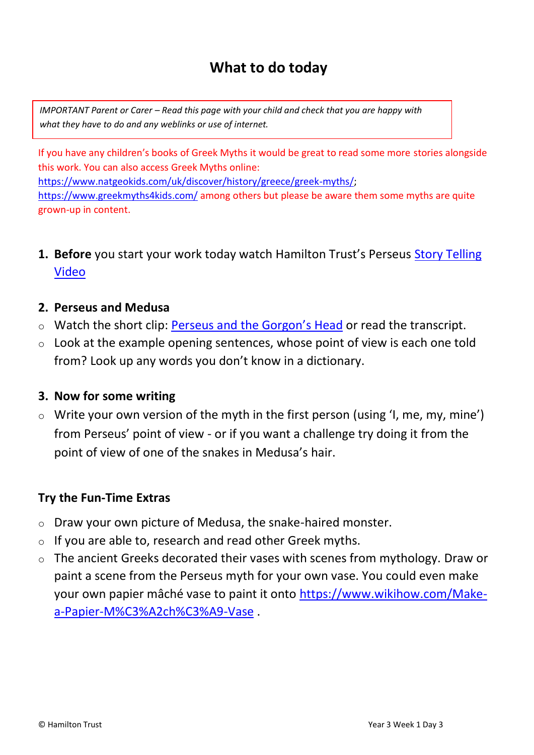# What to do today

*IMPORTANT Parent or Carer – Read this page with your child and check that you are happy with what they have to do and any weblinks or use of internet.*

If you have any children's books of Greek Myths it would be great to read some more stories alongside this work. You can also access Greek Myths online: https://www.natgeokids.com/uk/discover/history/greece/greek-myths/; https://www.greekmyths4kids.com/ among others but please be aware them some myths are quite grown-up in content.

1. **Before** you start your work today watch Hamilton Trust's Perseus Story Telling Video

2. **Perseus and Medusa**
   - Watch the short clip: Perseus and the Gorgon's Head or read the transcript.
   - Look at the example opening sentences, whose point of view is each one told from? Look up any words you don't know in a dictionary.

3. **Now for some writing**
   - Write your own version of the myth in the first person (using 'I, me, my, mine') from Perseus' point of view - or if you want a challenge try doing it from the point of view of one of the snakes in Medusa's hair.

**Try the Fun-Time Extras**

- Draw your own picture of Medusa, the snake-haired monster.
- If you are able to, research and read other Greek myths.
- The ancient Greeks decorated their vases with scenes from mythology. Draw or paint a scene from the Perseus myth for your own vase. You could even make your own papier mâché vase to paint it onto https://www.wikihow.com/Make-a-Papier-M%C3%A2ch%C3%A9-Vase .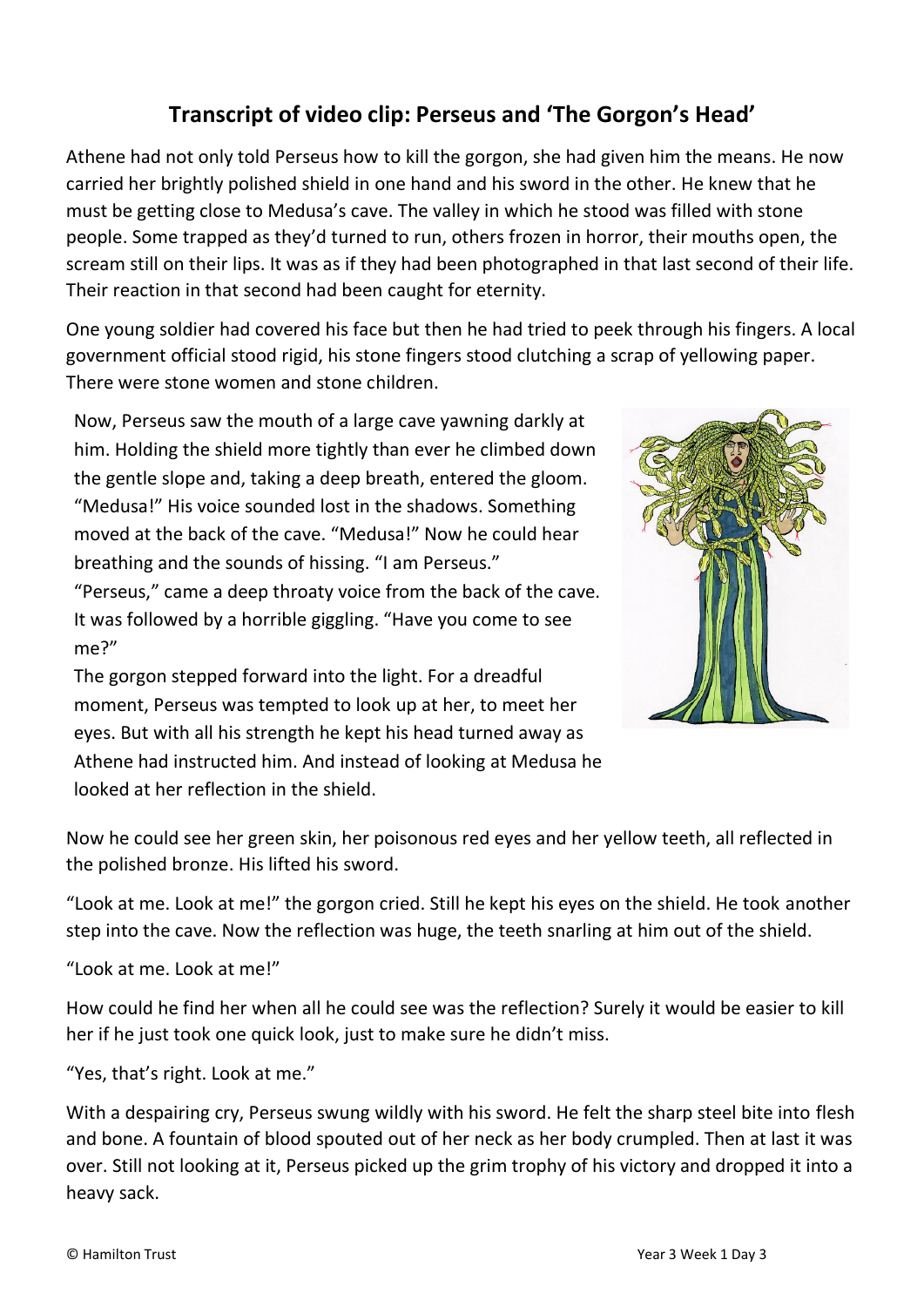# Transcript of video clip: Perseus and 'The Gorgon's Head'

Athene had not only told Perseus how to kill the gorgon, she had given him the means. He now carried her brightly polished shield in one hand and his sword in the other. He knew that he must be getting close to Medusa's cave. The valley in which he stood was filled with stone people. Some trapped as they'd turned to run, others frozen in horror, their mouths open, the scream still on their lips. It was as if they had been photographed in that last second of their life. Their reaction in that second had been caught for eternity.

One young soldier had covered his face but then he had tried to peek through his fingers. A local government official stood rigid, his stone fingers stood clutching a scrap of yellowing paper. There were stone women and stone children.

Now, Perseus saw the mouth of a large cave yawning darkly at him. Holding the shield more tightly than ever he climbed down the gentle slope and, taking a deep breath, entered the gloom. "Medusa!" His voice sounded lost in the shadows. Something moved at the back of the cave. "Medusa!" Now he could hear breathing and the sounds of hissing. "I am Perseus."
"Perseus," came a deep throaty voice from the back of the cave. It was followed by a horrible giggling. "Have you come to see me?"
The gorgon stepped forward into the light. For a dreadful moment, Perseus was tempted to look up at her, to meet her eyes. But with all his strength he kept his head turned away as Athene had instructed him. And instead of looking at Medusa he looked at her reflection in the shield.

Now he could see her green skin, her poisonous red eyes and her yellow teeth, all reflected in the polished bronze. His lifted his sword.

"Look at me. Look at me!" the gorgon cried. Still he kept his eyes on the shield. He took another step into the cave. Now the reflection was huge, the teeth snarling at him out of the shield.

"Look at me. Look at me!"

How could he find her when all he could see was the reflection? Surely it would be easier to kill her if he just took one quick look, just to make sure he didn't miss.

"Yes, that's right. Look at me."

With a despairing cry, Perseus swung wildly with his sword. He felt the sharp steel bite into flesh and bone. A fountain of blood spouted out of her neck as her body crumpled. Then at last it was over. Still not looking at it, Perseus picked up the grim trophy of his victory and dropped it into a heavy sack.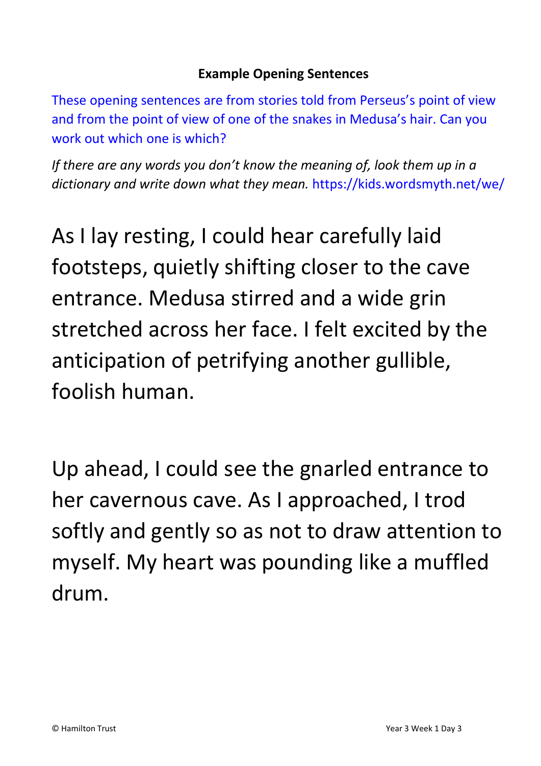**Example Opening Sentences**

These opening sentences are from stories told from Perseus's point of view and from the point of view of one of the snakes in Medusa's hair. Can you work out which one is which?

*If there are any words you don't know the meaning of, look them up in a dictionary and write down what they mean.* https://kids.wordsmyth.net/we/

As I lay resting, I could hear carefully laid footsteps, quietly shifting closer to the cave entrance. Medusa stirred and a wide grin stretched across her face. I felt excited by the anticipation of petrifying another gullible, foolish human.

Up ahead, I could see the gnarled entrance to her cavernous cave. As I approached, I trod softly and gently so as not to draw attention to myself. My heart was pounding like a muffled drum.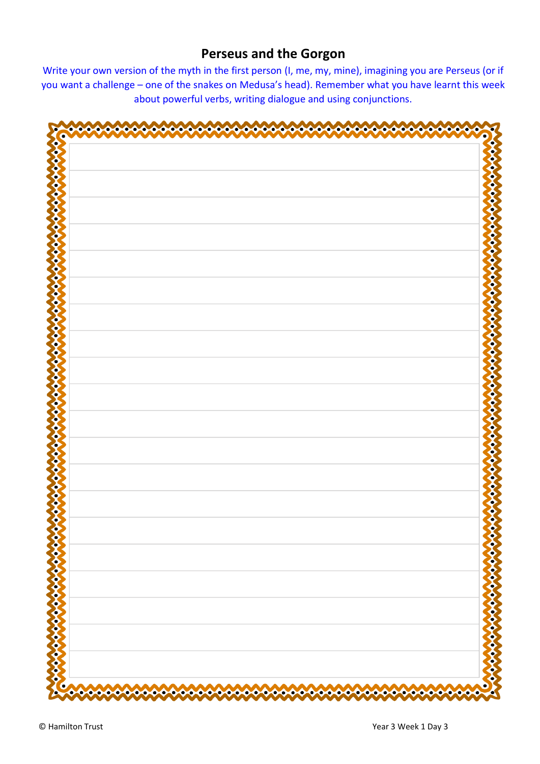# Perseus and the Gorgon

Write your own version of the myth in the first person (I, me, my, mine), imagining you are Perseus (or if you want a challenge – one of the snakes on Medusa's head). Remember what you have learnt this week about powerful verbs, writing dialogue and using conjunctions.